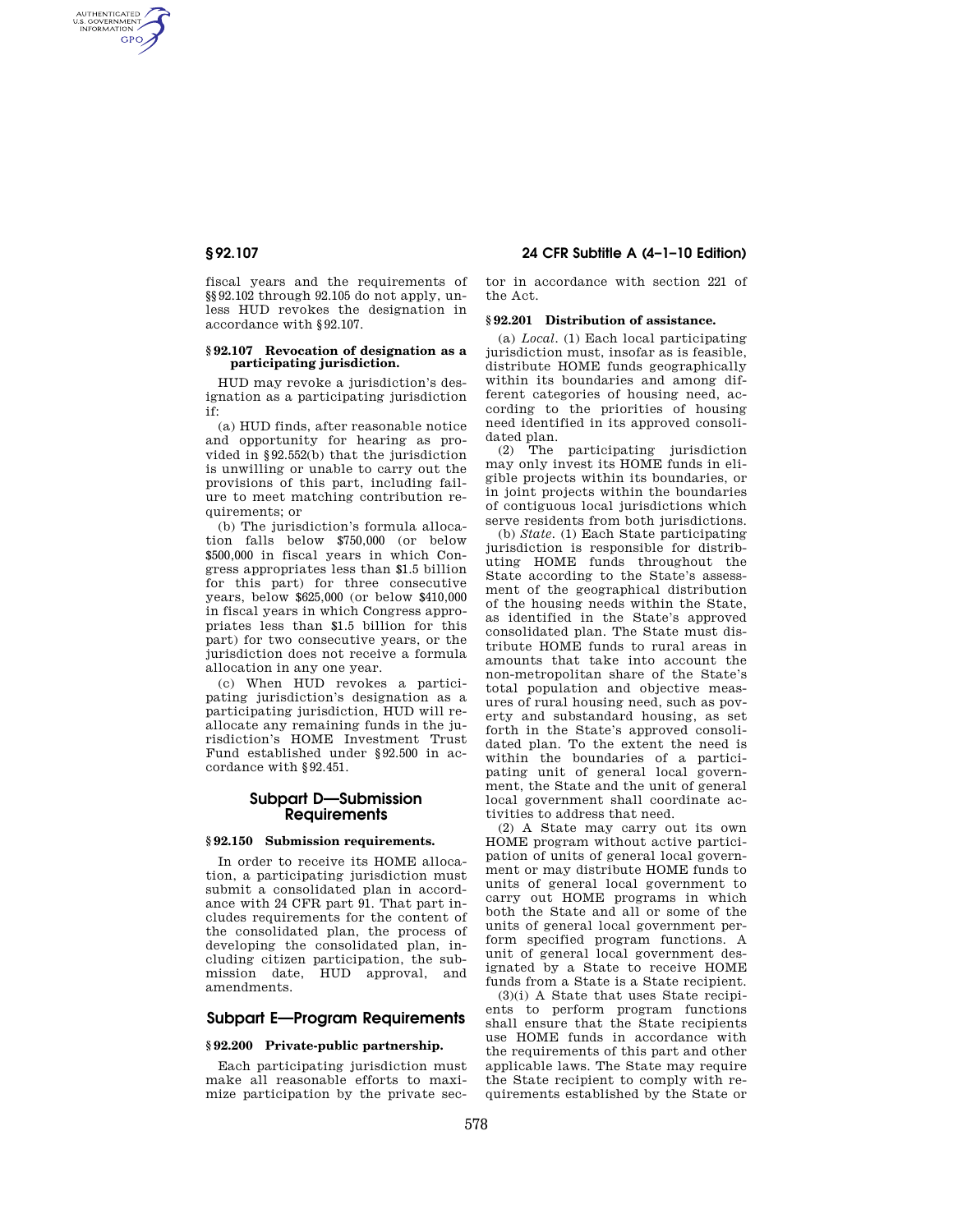fiscal years and the requirements of §§92.102 through 92.105 do not apply, unless HUD revokes the designation in accordance with §92.107.

### §92.107 Revocation of designation as a participating jurisdiction.

HUD may revoke a jurisdiction's designation as a participating jurisdiction if:

(a) HUD finds, after reasonable notice and opportunity for hearing as provided in §92.552(b) that the jurisdiction is unwilling or unable to carry out the provisions of this part, including failure to meet matching contribution requirements; or

(b) The jurisdiction's formula allocation falls below $750,000 (or below $500,000 in fiscal years in which Congress appropriates less than $1.5 billion for this part) for three consecutive years, below $625,000 (or below $410,000 in fiscal years in which Congress appropriates less than $1.5 billion for this part) for two consecutive years, or the jurisdiction does not receive a formula allocation in any one year.

(c) When HUD revokes a participating jurisdiction's designation as a participating jurisdiction, HUD will reallocate any remaining funds in the jurisdiction's HOME Investment Trust Fund established under §92.500 in accordance with §92.451.

## Subpart D—Submission Requirements

### §92.150 Submission requirements.

In order to receive its HOME allocation, a participating jurisdiction must submit a consolidated plan in accordance with 24 CFR part 91. That part includes requirements for the content of the consolidated plan, the process of developing the consolidated plan, including citizen participation, the submission date, HUD approval, and amendments.

## Subpart E—Program Requirements

### §92.200 Private-public partnership.

Each participating jurisdiction must make all reasonable efforts to maximize participation by the private sector in accordance with section 221 of the Act.

### §92.201 Distribution of assistance.

(a) *Local.* (1) Each local participating jurisdiction must, insofar as is feasible, distribute HOME funds geographically within its boundaries and among different categories of housing need, according to the priorities of housing need identified in its approved consolidated plan.

(2) The participating jurisdiction may only invest its HOME funds in eligible projects within its boundaries, or in joint projects within the boundaries of contiguous local jurisdictions which serve residents from both jurisdictions.

(b) *State.* (1) Each State participating jurisdiction is responsible for distributing HOME funds throughout the State according to the State's assessment of the geographical distribution of the housing needs within the State, as identified in the State's approved consolidated plan. The State must distribute HOME funds to rural areas in amounts that take into account the non-metropolitan share of the State's total population and objective measures of rural housing need, such as poverty and substandard housing, as set forth in the State's approved consolidated plan. To the extent the need is within the boundaries of a participating unit of general local government, the State and the unit of general local government shall coordinate activities to address that need.

(2) A State may carry out its own HOME program without active participation of units of general local government or may distribute HOME funds to units of general local government to carry out HOME programs in which both the State and all or some of the units of general local government perform specified program functions. A unit of general local government designated by a State to receive HOME funds from a State is a State recipient.

(3)(i) A State that uses State recipients to perform program functions shall ensure that the State recipients use HOME funds in accordance with the requirements of this part and other applicable laws. The State may require the State recipient to comply with requirements established by the State or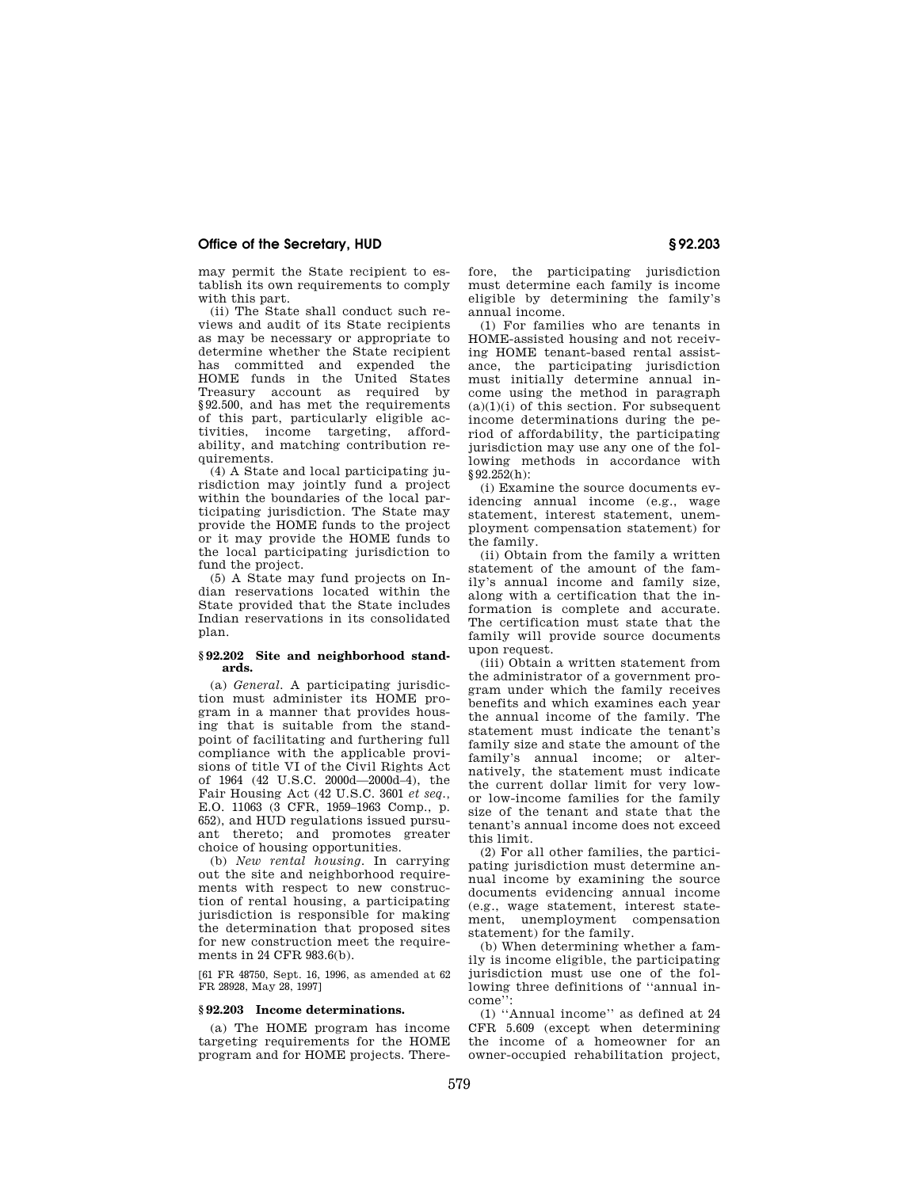may permit the State recipient to establish its own requirements to comply with this part.

(ii) The State shall conduct such reviews and audit of its State recipients as may be necessary or appropriate to determine whether the State recipient has committed and expended the HOME funds in the United States Treasury account as required by §92.500, and has met the requirements of this part, particularly eligible activities, income targeting, affordability, and matching contribution requirements.

(4) A State and local participating jurisdiction may jointly fund a project within the boundaries of the local participating jurisdiction. The State may provide the HOME funds to the project or it may provide the HOME funds to the local participating jurisdiction to fund the project.

(5) A State may fund projects on Indian reservations located within the State provided that the State includes Indian reservations in its consolidated plan.

### §92.202 Site and neighborhood standards.

(a) *General.* A participating jurisdiction must administer its HOME program in a manner that provides housing that is suitable from the standpoint of facilitating and furthering full compliance with the applicable provisions of title VI of the Civil Rights Act of 1964 (42 U.S.C. 2000d—2000d–4), the Fair Housing Act (42 U.S.C. 3601 *et seq.*, E.O. 11063 (3 CFR, 1959–1963 Comp., p. 652), and HUD regulations issued pursuant thereto; and promotes greater choice of housing opportunities.

(b) *New rental housing.* In carrying out the site and neighborhood requirements with respect to new construction of rental housing, a participating jurisdiction is responsible for making the determination that proposed sites for new construction meet the requirements in 24 CFR 983.6(b).

[61 FR 48750, Sept. 16, 1996, as amended at 62 FR 28928, May 28, 1997]

### §92.203 Income determinations.

(a) The HOME program has income targeting requirements for the HOME program and for HOME projects. Therefore, the participating jurisdiction must determine each family is income eligible by determining the family's annual income.

(1) For families who are tenants in HOME-assisted housing and not receiving HOME tenant-based rental assistance, the participating jurisdiction must initially determine annual income using the method in paragraph (a)(1)(i) of this section. For subsequent income determinations during the period of affordability, the participating jurisdiction may use any one of the following methods in accordance with §92.252(h):

(i) Examine the source documents evidencing annual income (e.g., wage statement, interest statement, unemployment compensation statement) for the family.

(ii) Obtain from the family a written statement of the amount of the family's annual income and family size, along with a certification that the information is complete and accurate. The certification must state that the family will provide source documents upon request.

(iii) Obtain a written statement from the administrator of a government program under which the family receives benefits and which examines each year the annual income of the family. The statement must indicate the tenant's family size and state the amount of the family's annual income; or alternatively, the statement must indicate the current dollar limit for very low- or low-income families for the family size of the tenant and state that the tenant's annual income does not exceed this limit.

(2) For all other families, the participating jurisdiction must determine annual income by examining the source documents evidencing annual income (e.g., wage statement, interest statement, unemployment compensation statement) for the family.

(b) When determining whether a family is income eligible, the participating jurisdiction must use one of the following three definitions of ''annual income'':

(1) ''Annual income'' as defined at 24 CFR 5.609 (except when determining the income of a homeowner for an owner-occupied rehabilitation project,